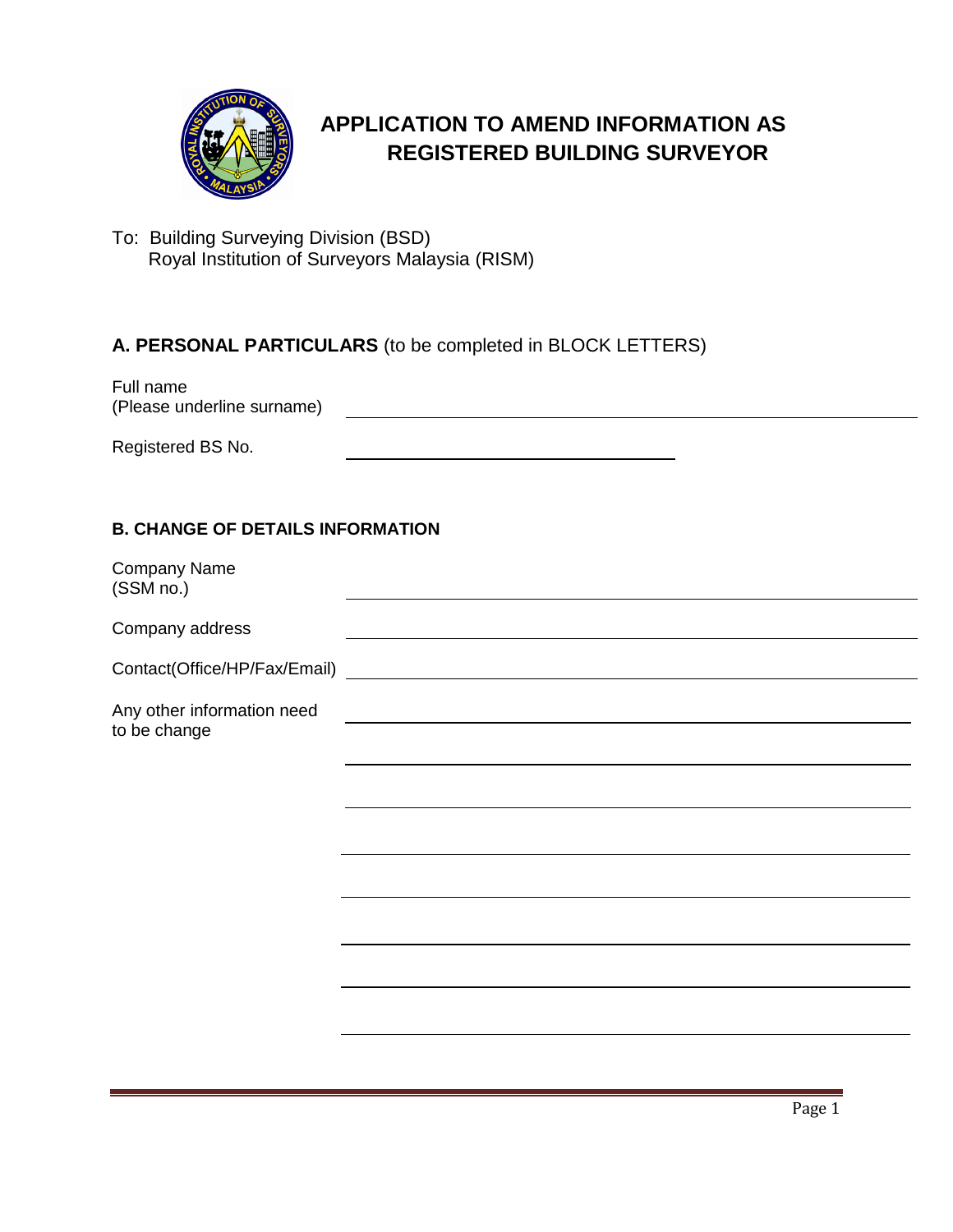# APPLICATION TO AMEND INFORMATION AS REGISTERED BUILDING SURVEYOR

To: Building Surveying Division (BSD)
Royal Institution of Surveyors Malaysia (RISM)

## A. PERSONAL PARTICULARS (to be completed in BLOCK LETTERS)

Full name
(Please underline surname) \_\_\_\_\_\_\_\_\_\_\_\_\_\_\_\_\_\_\_\_\_\_\_\_\_\_\_\_\_\_\_\_\_\_\_\_\_\_\_\_

Registered BS No. \_\_\_\_\_\_\_\_\_\_\_\_\_\_\_\_\_\_\_\_\_\_\_\_

## B. CHANGE OF DETAILS INFORMATION

Company Name
(SSM no.) \_\_\_\_\_\_\_\_\_\_\_\_\_\_\_\_\_\_\_\_\_\_\_\_\_\_\_\_\_\_\_\_\_\_\_\_\_\_\_\_

Company address \_\_\_\_\_\_\_\_\_\_\_\_\_\_\_\_\_\_\_\_\_\_\_\_\_\_\_\_\_\_\_\_\_\_\_\_\_\_\_\_

Contact(Office/HP/Fax/Email) \_\_\_\_\_\_\_\_\_\_\_\_\_\_\_\_\_\_\_\_\_\_\_\_\_\_\_\_\_\_\_\_\_\_\_\_\_\_\_\_

Any other information need to be change \_\_\_\_\_\_\_\_\_\_\_\_\_\_\_\_\_\_\_\_\_\_\_\_\_\_\_\_\_\_\_\_\_\_\_\_\_\_\_\_

\_\_\_\_\_\_\_\_\_\_\_\_\_\_\_\_\_\_\_\_\_\_\_\_\_\_\_\_\_\_\_\_\_\_\_\_\_\_\_\_

\_\_\_\_\_\_\_\_\_\_\_\_\_\_\_\_\_\_\_\_\_\_\_\_\_\_\_\_\_\_\_\_\_\_\_\_\_\_\_\_

\_\_\_\_\_\_\_\_\_\_\_\_\_\_\_\_\_\_\_\_\_\_\_\_\_\_\_\_\_\_\_\_\_\_\_\_\_\_\_\_

\_\_\_\_\_\_\_\_\_\_\_\_\_\_\_\_\_\_\_\_\_\_\_\_\_\_\_\_\_\_\_\_\_\_\_\_\_\_\_\_

\_\_\_\_\_\_\_\_\_\_\_\_\_\_\_\_\_\_\_\_\_\_\_\_\_\_\_\_\_\_\_\_\_\_\_\_\_\_\_\_

\_\_\_\_\_\_\_\_\_\_\_\_\_\_\_\_\_\_\_\_\_\_\_\_\_\_\_\_\_\_\_\_\_\_\_\_\_\_\_\_

\_\_\_\_\_\_\_\_\_\_\_\_\_\_\_\_\_\_\_\_\_\_\_\_\_\_\_\_\_\_\_\_\_\_\_\_\_\_\_\_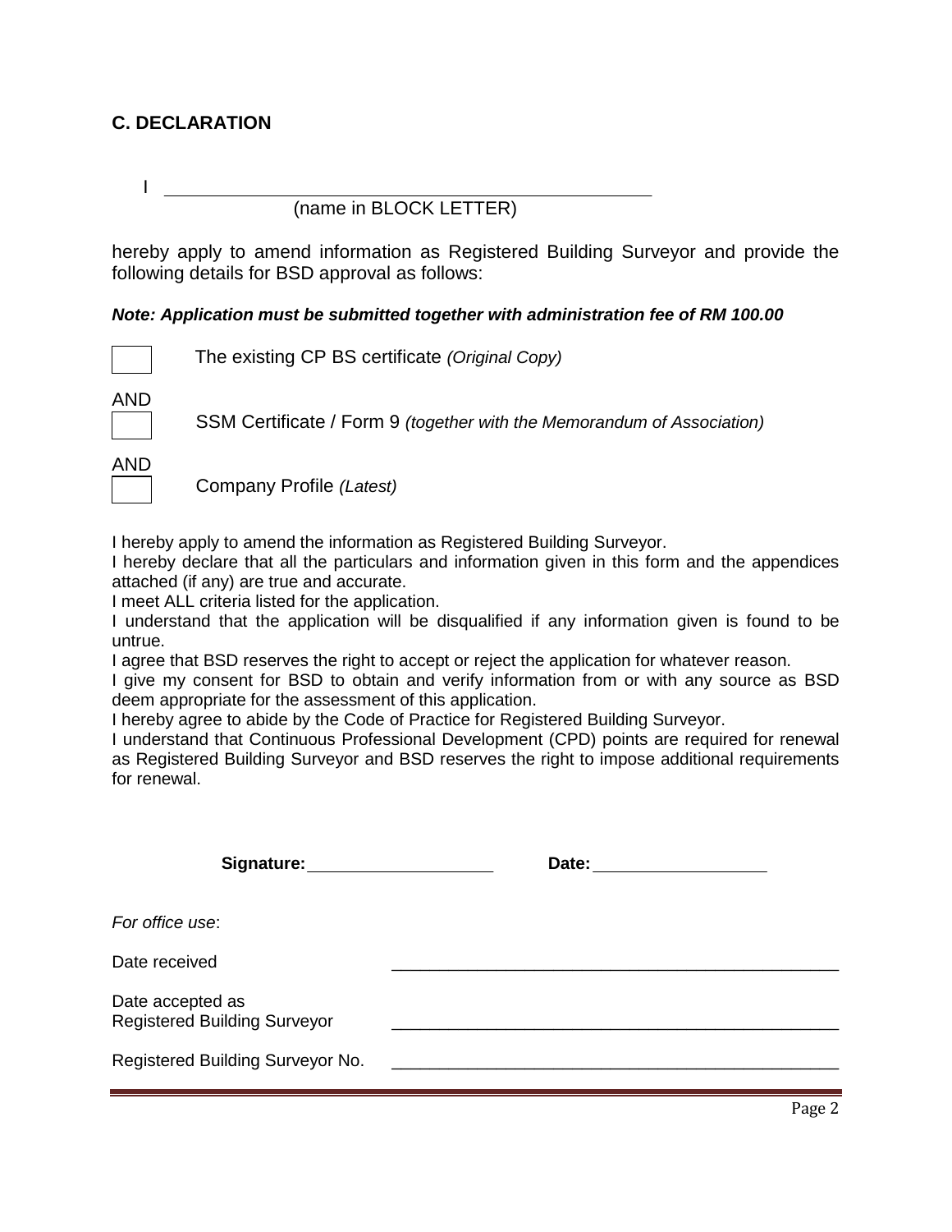## C. DECLARATION

I \_\_\_\_\_\_\_\_\_\_\_\_\_\_\_\_\_\_\_\_\_\_\_\_\_\_\_\_\_\_\_\_\_\_\_\_\_\_\_\_\_\_\_\_\_\_

(name in BLOCK LETTER)

hereby apply to amend information as Registered Building Surveyor and provide the following details for BSD approval as follows:

***Note: Application must be submitted together with administration fee of RM 100.00***

☐ The existing CP BS certificate *(Original Copy)*

AND

☐ SSM Certificate / Form 9 *(together with the Memorandum of Association)*

AND

☐ Company Profile *(Latest)*

I hereby apply to amend the information as Registered Building Surveyor.
I hereby declare that all the particulars and information given in this form and the appendices attached (if any) are true and accurate.
I meet ALL criteria listed for the application.
I understand that the application will be disqualified if any information given is found to be untrue.
I agree that BSD reserves the right to accept or reject the application for whatever reason.
I give my consent for BSD to obtain and verify information from or with any source as BSD deem appropriate for the assessment of this application.
I hereby agree to abide by the Code of Practice for Registered Building Surveyor.
I understand that Continuous Professional Development (CPD) points are required for renewal as Registered Building Surveyor and BSD reserves the right to impose additional requirements for renewal.

**Signature:** \_\_\_\_\_\_\_\_\_\_\_\_\_\_\_\_\_\_\_\_ **Date:** \_\_\_\_\_\_\_\_\_\_\_\_\_\_\_\_\_\_

*For office use*:

Date received \_\_\_\_\_\_\_\_\_\_\_\_\_\_\_\_\_\_\_\_\_\_\_\_\_\_\_\_\_\_\_\_\_\_\_\_\_\_\_\_\_\_\_\_\_\_

Date accepted as Registered Building Surveyor \_\_\_\_\_\_\_\_\_\_\_\_\_\_\_\_\_\_\_\_\_\_\_\_\_\_\_\_\_\_\_\_\_\_\_\_\_\_\_\_\_\_\_\_\_\_

Registered Building Surveyor No. \_\_\_\_\_\_\_\_\_\_\_\_\_\_\_\_\_\_\_\_\_\_\_\_\_\_\_\_\_\_\_\_\_\_\_\_\_\_\_\_\_\_\_\_\_\_